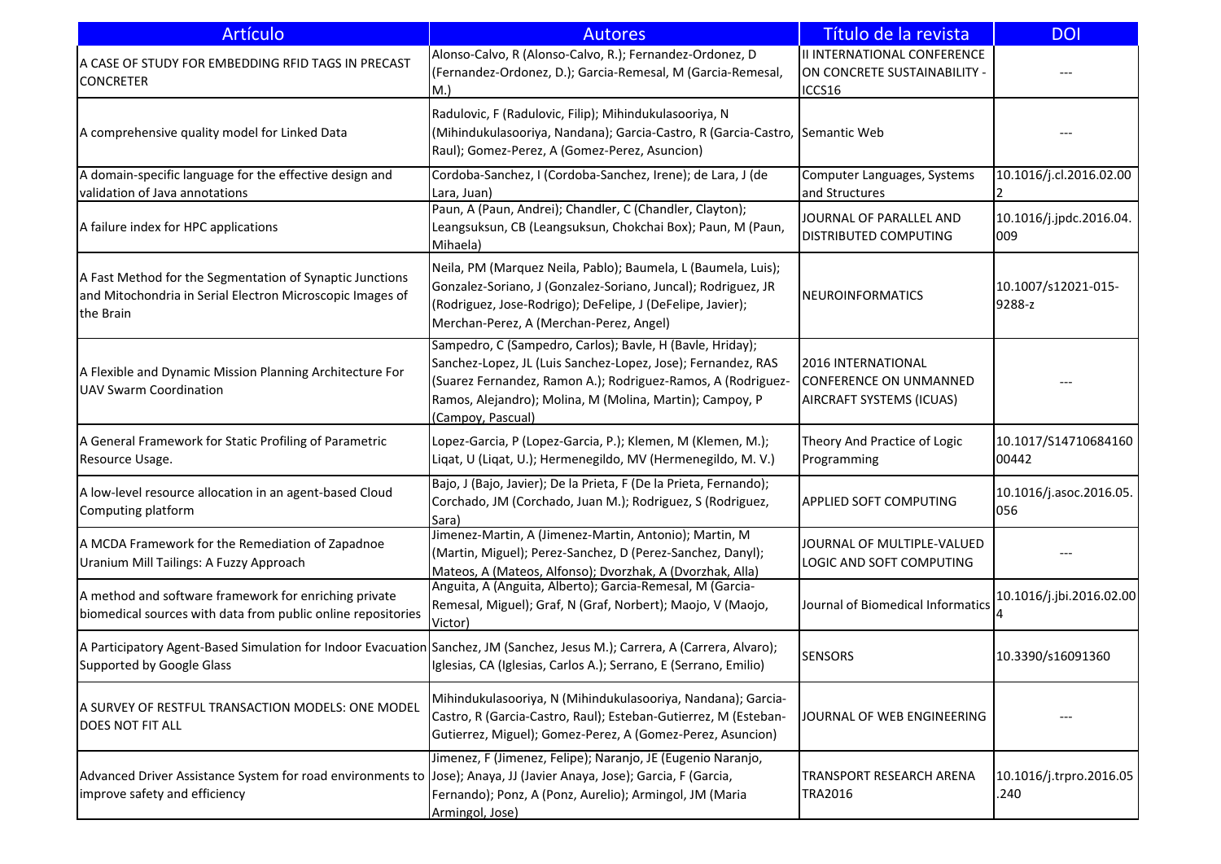| Artículo | Autores | Título de la revista | DOI |
| --- | --- | --- | --- |
| A CASE OF STUDY FOR EMBEDDING RFID TAGS IN PRECAST CONCRETER | Alonso-Calvo, R (Alonso-Calvo, R.); Fernandez-Ordonez, D (Fernandez-Ordonez, D.); Garcia-Remesal, M (Garcia-Remesal, M.) | II INTERNATIONAL CONFERENCE ON CONCRETE SUSTAINABILITY - ICCS16 | --- |
| A comprehensive quality model for Linked Data | Radulovic, F (Radulovic, Filip); Mihindukulasooriya, N (Mihindukulasooriya, Nandana); Garcia-Castro, R (Garcia-Castro, Raul); Gomez-Perez, A (Gomez-Perez, Asuncion) | Semantic Web | --- |
| A domain-specific language for the effective design and validation of Java annotations | Cordoba-Sanchez, I (Cordoba-Sanchez, Irene); de Lara, J (de Lara, Juan) | Computer Languages, Systems and Structures | 10.1016/j.cl.2016.02.002 |
| A failure index for HPC applications | Paun, A (Paun, Andrei); Chandler, C (Chandler, Clayton); Leangsuksun, CB (Leangsuksun, Chokchai Box); Paun, M (Paun, Mihaela) | JOURNAL OF PARALLEL AND DISTRIBUTED COMPUTING | 10.1016/j.jpdc.2016.04.009 |
| A Fast Method for the Segmentation of Synaptic Junctions and Mitochondria in Serial Electron Microscopic Images of the Brain | Neila, PM (Marquez Neila, Pablo); Baumela, L (Baumela, Luis); Gonzalez-Soriano, J (Gonzalez-Soriano, Juncal); Rodriguez, JR (Rodriguez, Jose-Rodrigo); DeFelipe, J (DeFelipe, Javier); Merchan-Perez, A (Merchan-Perez, Angel) | NEUROINFORMATICS | 10.1007/s12021-015-9288-z |
| A Flexible and Dynamic Mission Planning Architecture For UAV Swarm Coordination | Sampedro, C (Sampedro, Carlos); Bavle, H (Bavle, Hriday); Sanchez-Lopez, JL (Luis Sanchez-Lopez, Jose); Fernandez, RAS (Suarez Fernandez, Ramon A.); Rodriguez-Ramos, A (Rodriguez-Ramos, Alejandro); Molina, M (Molina, Martin); Campoy, P (Campoy, Pascual) | 2016 INTERNATIONAL CONFERENCE ON UNMANNED AIRCRAFT SYSTEMS (ICUAS) | --- |
| A General Framework for Static Profiling of Parametric Resource Usage. | Lopez-Garcia, P (Lopez-Garcia, P.); Klemen, M (Klemen, M.); Liqat, U (Liqat, U.); Hermenegildo, MV (Hermenegildo, M. V.) | Theory And Practice of Logic Programming | 10.1017/S1471068416000442 |
| A low-level resource allocation in an agent-based Cloud Computing platform | Bajo, J (Bajo, Javier); De la Prieta, F (De la Prieta, Fernando); Corchado, JM (Corchado, Juan M.); Rodriguez, S (Rodriguez, Sara) | APPLIED SOFT COMPUTING | 10.1016/j.asoc.2016.05.056 |
| A MCDA Framework for the Remediation of Zapadnoe Uranium Mill Tailings: A Fuzzy Approach | Jimenez-Martin, A (Jimenez-Martin, Antonio); Martin, M (Martin, Miguel); Perez-Sanchez, D (Perez-Sanchez, Danyl); Mateos, A (Mateos, Alfonso); Dvorzhak, A (Dvorzhak, Alla) | JOURNAL OF MULTIPLE-VALUED LOGIC AND SOFT COMPUTING | --- |
| A method and software framework for enriching private biomedical sources with data from public online repositories | Anguita, A (Anguita, Alberto); Garcia-Remesal, M (Garcia-Remesal, Miguel); Graf, N (Graf, Norbert); Maojo, V (Maojo, Victor) | Journal of Biomedical Informatics | 10.1016/j.jbi.2016.02.004 |
| A Participatory Agent-Based Simulation for Indoor Evacuation Supported by Google Glass | Sanchez, JM (Sanchez, Jesus M.); Carrera, A (Carrera, Alvaro); Iglesias, CA (Iglesias, Carlos A.); Serrano, E (Serrano, Emilio) | SENSORS | 10.3390/s16091360 |
| A SURVEY OF RESTFUL TRANSACTION MODELS: ONE MODEL DOES NOT FIT ALL | Mihindukulasooriya, N (Mihindukulasooriya, Nandana); Garcia-Castro, R (Garcia-Castro, Raul); Esteban-Gutierrez, M (Esteban-Gutierrez, Miguel); Gomez-Perez, A (Gomez-Perez, Asuncion) | JOURNAL OF WEB ENGINEERING | --- |
| Advanced Driver Assistance System for road environments to improve safety and efficiency | Jimenez, F (Jimenez, Felipe); Naranjo, JE (Eugenio Naranjo, Jose); Anaya, JJ (Javier Anaya, Jose); Garcia, F (Garcia, Fernando); Ponz, A (Ponz, Aurelio); Armingol, JM (Maria Armingol, Jose) | TRANSPORT RESEARCH ARENA TRA2016 | 10.1016/j.trpro.2016.05.240 |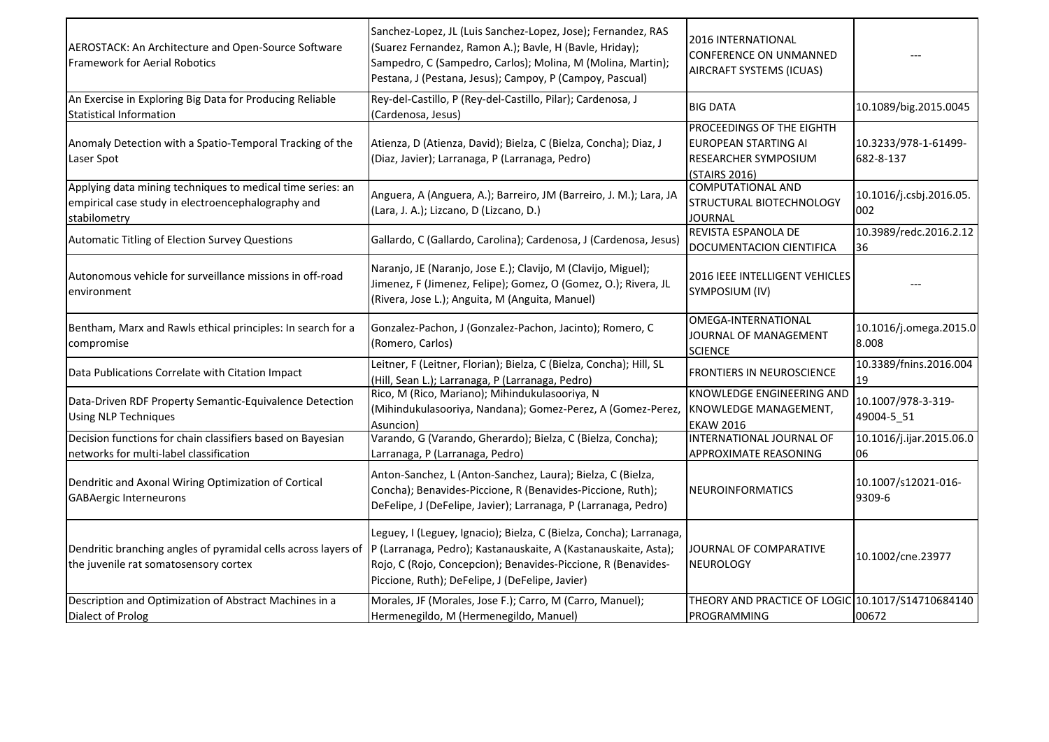| | | | |
|---|---|---|---|
| AEROSTACK: An Architecture and Open-Source Software Framework for Aerial Robotics | Sanchez-Lopez, JL (Luis Sanchez-Lopez, Jose); Fernandez, RAS (Suarez Fernandez, Ramon A.); Bavle, H (Bavle, Hriday); Sampedro, C (Sampedro, Carlos); Molina, M (Molina, Martin); Pestana, J (Pestana, Jesus); Campoy, P (Campoy, Pascual) | 2016 INTERNATIONAL CONFERENCE ON UNMANNED AIRCRAFT SYSTEMS (ICUAS) | --- |
| An Exercise in Exploring Big Data for Producing Reliable Statistical Information | Rey-del-Castillo, P (Rey-del-Castillo, Pilar); Cardenosa, J (Cardenosa, Jesus) | BIG DATA | 10.1089/big.2015.0045 |
| Anomaly Detection with a Spatio-Temporal Tracking of the Laser Spot | Atienza, D (Atienza, David); Bielza, C (Bielza, Concha); Diaz, J (Diaz, Javier); Larranaga, P (Larranaga, Pedro) | PROCEEDINGS OF THE EIGHTH EUROPEAN STARTING AI RESEARCHER SYMPOSIUM (STAIRS 2016) | 10.3233/978-1-61499-682-8-137 |
| Applying data mining techniques to medical time series: an empirical case study in electroencephalography and stabilometry | Anguera, A (Anguera, A.); Barreiro, JM (Barreiro, J. M.); Lara, JA (Lara, J. A.); Lizcano, D (Lizcano, D.) | COMPUTATIONAL AND STRUCTURAL BIOTECHNOLOGY JOURNAL | 10.1016/j.csbj.2016.05.002 |
| Automatic Titling of Election Survey Questions | Gallardo, C (Gallardo, Carolina); Cardenosa, J (Cardenosa, Jesus) | REVISTA ESPANOLA DE DOCUMENTACION CIENTIFICA | 10.3989/redc.2016.2.1236 |
| Autonomous vehicle for surveillance missions in off-road environment | Naranjo, JE (Naranjo, Jose E.); Clavijo, M (Clavijo, Miguel); Jimenez, F (Jimenez, Felipe); Gomez, O (Gomez, O.); Rivera, JL (Rivera, Jose L.); Anguita, M (Anguita, Manuel) | 2016 IEEE INTELLIGENT VEHICLES SYMPOSIUM (IV) | --- |
| Bentham, Marx and Rawls ethical principles: In search for a compromise | Gonzalez-Pachon, J (Gonzalez-Pachon, Jacinto); Romero, C (Romero, Carlos) | OMEGA-INTERNATIONAL JOURNAL OF MANAGEMENT SCIENCE | 10.1016/j.omega.2015.08.008 |
| Data Publications Correlate with Citation Impact | Leitner, F (Leitner, Florian); Bielza, C (Bielza, Concha); Hill, SL (Hill, Sean L.); Larranaga, P (Larranaga, Pedro) | FRONTIERS IN NEUROSCIENCE | 10.3389/fnins.2016.00419 |
| Data-Driven RDF Property Semantic-Equivalence Detection Using NLP Techniques | Rico, M (Rico, Mariano); Mihindukulasooriya, N (Mihindukulasooriya, Nandana); Gomez-Perez, A (Gomez-Perez, Asuncion) | KNOWLEDGE ENGINEERING AND KNOWLEDGE MANAGEMENT, EKAW 2016 | 10.1007/978-3-319-49004-5_51 |
| Decision functions for chain classifiers based on Bayesian networks for multi-label classification | Varando, G (Varando, Gherardo); Bielza, C (Bielza, Concha); Larranaga, P (Larranaga, Pedro) | INTERNATIONAL JOURNAL OF APPROXIMATE REASONING | 10.1016/j.ijar.2015.06.006 |
| Dendritic and Axonal Wiring Optimization of Cortical GABAergic Interneurons | Anton-Sanchez, L (Anton-Sanchez, Laura); Bielza, C (Bielza, Concha); Benavides-Piccione, R (Benavides-Piccione, Ruth); DeFelipe, J (DeFelipe, Javier); Larranaga, P (Larranaga, Pedro) | NEUROINFORMATICS | 10.1007/s12021-016-9309-6 |
| Dendritic branching angles of pyramidal cells across layers of the juvenile rat somatosensory cortex | Leguey, I (Leguey, Ignacio); Bielza, C (Bielza, Concha); Larranaga, P (Larranaga, Pedro); Kastanauskaite, A (Kastanauskaite, Asta); Rojo, C (Rojo, Concepcion); Benavides-Piccione, R (Benavides-Piccione, Ruth); DeFelipe, J (DeFelipe, Javier) | JOURNAL OF COMPARATIVE NEUROLOGY | 10.1002/cne.23977 |
| Description and Optimization of Abstract Machines in a Dialect of Prolog | Morales, JF (Morales, Jose F.); Carro, M (Carro, Manuel); Hermenegildo, M (Hermenegildo, Manuel) | THEORY AND PRACTICE OF LOGIC PROGRAMMING | 10.1017/S1471068414000672 |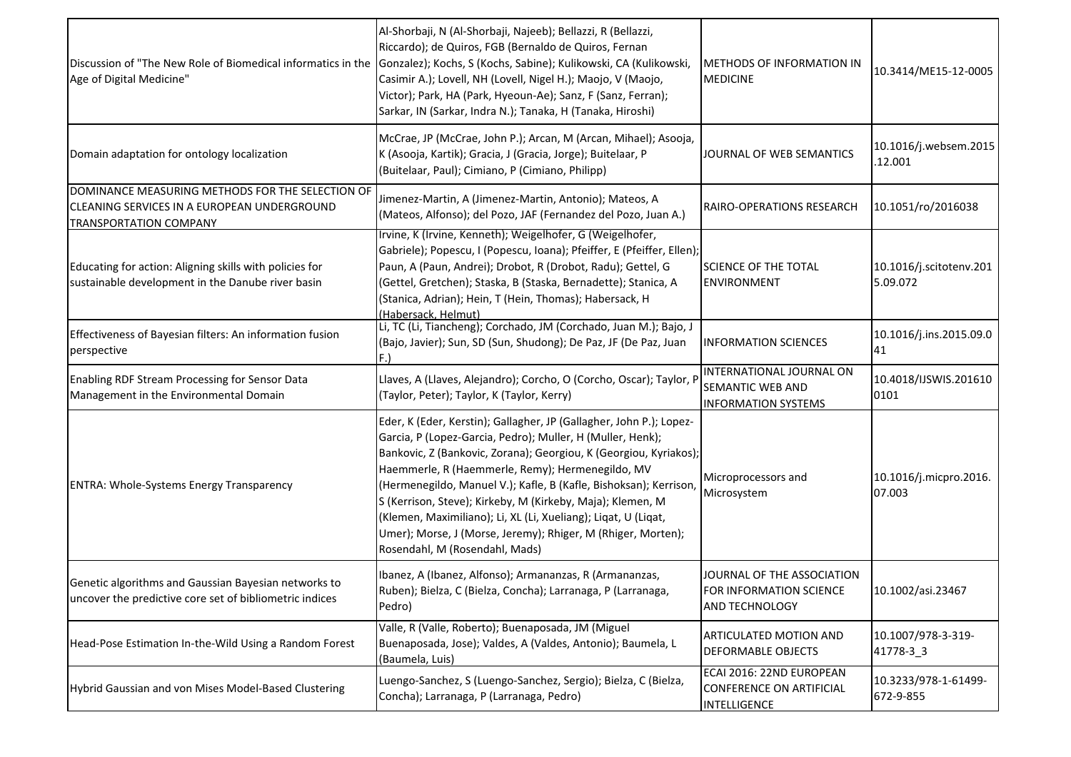| | | | |
|---|---|---|---|
| Discussion of "The New Role of Biomedical informatics in the Age of Digital Medicine" | Al-Shorbaji, N (Al-Shorbaji, Najeeb); Bellazzi, R (Bellazzi, Riccardo); de Quiros, FGB (Bernaldo de Quiros, Fernan Gonzalez); Kochs, S (Kochs, Sabine); Kulikowski, CA (Kulikowski, Casimir A.); Lovell, NH (Lovell, Nigel H.); Maojo, V (Maojo, Victor); Park, HA (Park, Hyeoun-Ae); Sanz, F (Sanz, Ferran); Sarkar, IN (Sarkar, Indra N.); Tanaka, H (Tanaka, Hiroshi) | METHODS OF INFORMATION IN MEDICINE | 10.3414/ME15-12-0005 |
| Domain adaptation for ontology localization | McCrae, JP (McCrae, John P.); Arcan, M (Arcan, Mihael); Asooja, K (Asooja, Kartik); Gracia, J (Gracia, Jorge); Buitelaar, P (Buitelaar, Paul); Cimiano, P (Cimiano, Philipp) | JOURNAL OF WEB SEMANTICS | 10.1016/j.websem.2015.12.001 |
| DOMINANCE MEASURING METHODS FOR THE SELECTION OF CLEANING SERVICES IN A EUROPEAN UNDERGROUND TRANSPORTATION COMPANY | Jimenez-Martin, A (Jimenez-Martin, Antonio); Mateos, A (Mateos, Alfonso); del Pozo, JAF (Fernandez del Pozo, Juan A.) | RAIRO-OPERATIONS RESEARCH | 10.1051/ro/2016038 |
| Educating for action: Aligning skills with policies for sustainable development in the Danube river basin | Irvine, K (Irvine, Kenneth); Weigelhofer, G (Weigelhofer, Gabriele); Popescu, I (Popescu, Ioana); Pfeiffer, E (Pfeiffer, Ellen); Paun, A (Paun, Andrei); Drobot, R (Drobot, Radu); Gettel, G (Gettel, Gretchen); Staska, B (Staska, Bernadette); Stanica, A (Stanica, Adrian); Hein, T (Hein, Thomas); Habersack, H (Habersack, Helmut) | SCIENCE OF THE TOTAL ENVIRONMENT | 10.1016/j.scitotenv.2015.09.072 |
| Effectiveness of Bayesian filters: An information fusion perspective | Li, TC (Li, Tiancheng); Corchado, JM (Corchado, Juan M.); Bajo, J (Bajo, Javier); Sun, SD (Sun, Shudong); De Paz, JF (De Paz, Juan F.) | INFORMATION SCIENCES | 10.1016/j.ins.2015.09.041 |
| Enabling RDF Stream Processing for Sensor Data Management in the Environmental Domain | Llaves, A (Llaves, Alejandro); Corcho, O (Corcho, Oscar); Taylor, P (Taylor, Peter); Taylor, K (Taylor, Kerry) | INTERNATIONAL JOURNAL ON SEMANTIC WEB AND INFORMATION SYSTEMS | 10.4018/IJSWIS.2016100101 |
| ENTRA: Whole-Systems Energy Transparency | Eder, K (Eder, Kerstin); Gallagher, JP (Gallagher, John P.); Lopez-Garcia, P (Lopez-Garcia, Pedro); Muller, H (Muller, Henk); Bankovic, Z (Bankovic, Zorana); Georgiou, K (Georgiou, Kyriakos); Haemmerle, R (Haemmerle, Remy); Hermenegildo, MV (Hermenegildo, Manuel V.); Kafle, B (Kafle, Bishoksan); Kerrison, S (Kerrison, Steve); Kirkeby, M (Kirkeby, Maja); Klemen, M (Klemen, Maximiliano); Li, XL (Li, Xueliang); Liqat, U (Liqat, Umer); Morse, J (Morse, Jeremy); Rhiger, M (Rhiger, Morten); Rosendahl, M (Rosendahl, Mads) | Microprocessors and Microsystem | 10.1016/j.micpro.2016.07.003 |
| Genetic algorithms and Gaussian Bayesian networks to uncover the predictive core set of bibliometric indices | Ibanez, A (Ibanez, Alfonso); Armananzas, R (Armananzas, Ruben); Bielza, C (Bielza, Concha); Larranaga, P (Larranaga, Pedro) | JOURNAL OF THE ASSOCIATION FOR INFORMATION SCIENCE AND TECHNOLOGY | 10.1002/asi.23467 |
| Head-Pose Estimation In-the-Wild Using a Random Forest | Valle, R (Valle, Roberto); Buenaposada, JM (Miguel Buenaposada, Jose); Valdes, A (Valdes, Antonio); Baumela, L (Baumela, Luis) | ARTICULATED MOTION AND DEFORMABLE OBJECTS | 10.1007/978-3-319-41778-3_3 |
| Hybrid Gaussian and von Mises Model-Based Clustering | Luengo-Sanchez, S (Luengo-Sanchez, Sergio); Bielza, C (Bielza, Concha); Larranaga, P (Larranaga, Pedro) | ECAI 2016: 22ND EUROPEAN CONFERENCE ON ARTIFICIAL INTELLIGENCE | 10.3233/978-1-61499-672-9-855 |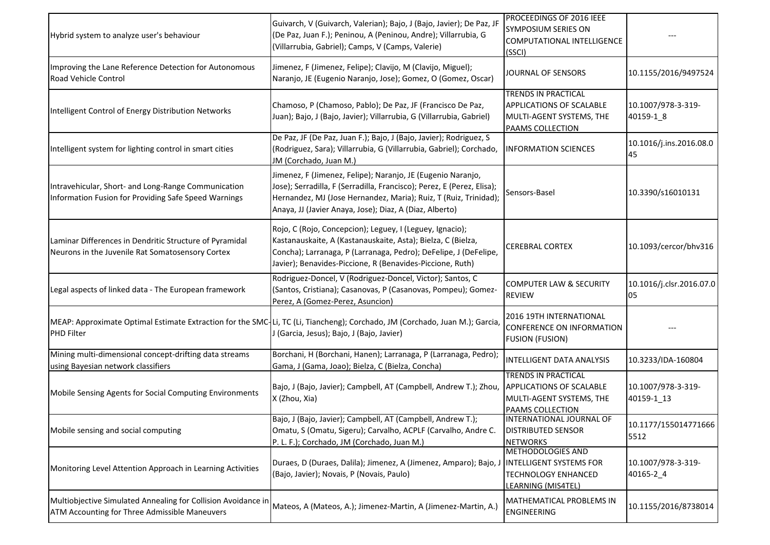| | | | |
|---|---|---|---|
| Hybrid system to analyze user's behaviour | Guivarch, V (Guivarch, Valerian); Bajo, J (Bajo, Javier); De Paz, JF (De Paz, Juan F.); Peninou, A (Peninou, Andre); Villarrubia, G (Villarrubia, Gabriel); Camps, V (Camps, Valerie) | PROCEEDINGS OF 2016 IEEE SYMPOSIUM SERIES ON COMPUTATIONAL INTELLIGENCE (SSCI) | --- |
| Improving the Lane Reference Detection for Autonomous Road Vehicle Control | Jimenez, F (Jimenez, Felipe); Clavijo, M (Clavijo, Miguel); Naranjo, JE (Eugenio Naranjo, Jose); Gomez, O (Gomez, Oscar) | JOURNAL OF SENSORS | 10.1155/2016/9497524 |
| Intelligent Control of Energy Distribution Networks | Chamoso, P (Chamoso, Pablo); De Paz, JF (Francisco De Paz, Juan); Bajo, J (Bajo, Javier); Villarrubia, G (Villarrubia, Gabriel) | TRENDS IN PRACTICAL APPLICATIONS OF SCALABLE MULTI-AGENT SYSTEMS, THE PAAMS COLLECTION | 10.1007/978-3-319-40159-1_8 |
| Intelligent system for lighting control in smart cities | De Paz, JF (De Paz, Juan F.); Bajo, J (Bajo, Javier); Rodriguez, S (Rodriguez, Sara); Villarrubia, G (Villarrubia, Gabriel); Corchado, JM (Corchado, Juan M.) | INFORMATION SCIENCES | 10.1016/j.ins.2016.08.045 |
| Intravehicular, Short- and Long-Range Communication Information Fusion for Providing Safe Speed Warnings | Jimenez, F (Jimenez, Felipe); Naranjo, JE (Eugenio Naranjo, Jose); Serradilla, F (Serradilla, Francisco); Perez, E (Perez, Elisa); Hernandez, MJ (Jose Hernandez, Maria); Ruiz, T (Ruiz, Trinidad); Anaya, JJ (Javier Anaya, Jose); Diaz, A (Diaz, Alberto) | Sensors-Basel | 10.3390/s16010131 |
| Laminar Differences in Dendritic Structure of Pyramidal Neurons in the Juvenile Rat Somatosensory Cortex | Rojo, C (Rojo, Concepcion); Leguey, I (Leguey, Ignacio); Kastanauskaite, A (Kastanauskaite, Asta); Bielza, C (Bielza, Concha); Larranaga, P (Larranaga, Pedro); DeFelipe, J (DeFelipe, Javier); Benavides-Piccione, R (Benavides-Piccione, Ruth) | CEREBRAL CORTEX | 10.1093/cercor/bhv316 |
| Legal aspects of linked data - The European framework | Rodriguez-Doncel, V (Rodriguez-Doncel, Victor); Santos, C (Santos, Cristiana); Casanovas, P (Casanovas, Pompeu); Gomez-Perez, A (Gomez-Perez, Asuncion) | COMPUTER LAW & SECURITY REVIEW | 10.1016/j.clsr.2016.07.005 |
| MEAP: Approximate Optimal Estimate Extraction for the SMC-PHD Filter | Li, TC (Li, Tiancheng); Corchado, JM (Corchado, Juan M.); Garcia, J (Garcia, Jesus); Bajo, J (Bajo, Javier) | 2016 19TH INTERNATIONAL CONFERENCE ON INFORMATION FUSION (FUSION) | --- |
| Mining multi-dimensional concept-drifting data streams using Bayesian network classifiers | Borchani, H (Borchani, Hanen); Larranaga, P (Larranaga, Pedro); Gama, J (Gama, Joao); Bielza, C (Bielza, Concha) | INTELLIGENT DATA ANALYSIS | 10.3233/IDA-160804 |
| Mobile Sensing Agents for Social Computing Environments | Bajo, J (Bajo, Javier); Campbell, AT (Campbell, Andrew T.); Zhou, X (Zhou, Xia) | TRENDS IN PRACTICAL APPLICATIONS OF SCALABLE MULTI-AGENT SYSTEMS, THE PAAMS COLLECTION | 10.1007/978-3-319-40159-1_13 |
| Mobile sensing and social computing | Bajo, J (Bajo, Javier); Campbell, AT (Campbell, Andrew T.); Omatu, S (Omatu, Sigeru); Carvalho, ACPLF (Carvalho, Andre C. P. L. F.); Corchado, JM (Corchado, Juan M.) | INTERNATIONAL JOURNAL OF DISTRIBUTED SENSOR NETWORKS | 10.1177/1550147716665512 |
| Monitoring Level Attention Approach in Learning Activities | Duraes, D (Duraes, Dalila); Jimenez, A (Jimenez, Amparo); Bajo, J (Bajo, Javier); Novais, P (Novais, Paulo) | METHODOLOGIES AND INTELLIGENT SYSTEMS FOR TECHNOLOGY ENHANCED LEARNING (MIS4TEL) | 10.1007/978-3-319-40165-2_4 |
| Multiobjective Simulated Annealing for Collision Avoidance in ATM Accounting for Three Admissible Maneuvers | Mateos, A (Mateos, A.); Jimenez-Martin, A (Jimenez-Martin, A.) | MATHEMATICAL PROBLEMS IN ENGINEERING | 10.1155/2016/8738014 |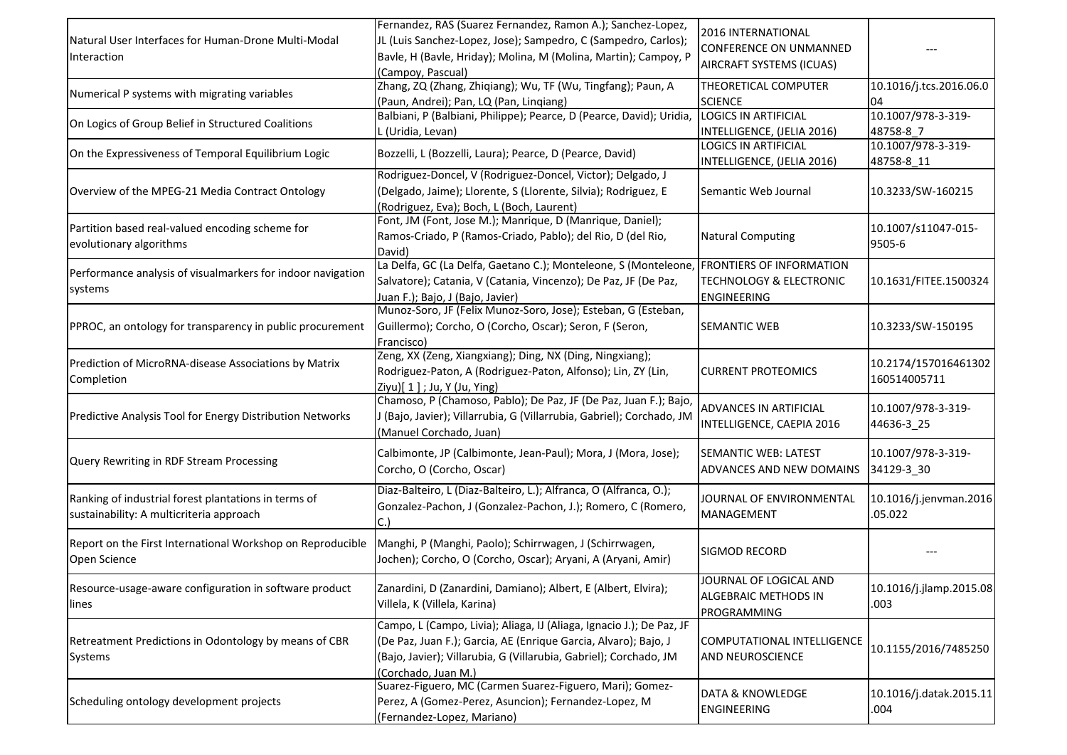| | | | |
|---|---|---|---|
| Natural User Interfaces for Human-Drone Multi-Modal Interaction | Fernandez, RAS (Suarez Fernandez, Ramon A.); Sanchez-Lopez, JL (Luis Sanchez-Lopez, Jose); Sampedro, C (Sampedro, Carlos); Bavle, H (Bavle, Hriday); Molina, M (Molina, Martin); Campoy, P (Campoy, Pascual) | 2016 INTERNATIONAL CONFERENCE ON UNMANNED AIRCRAFT SYSTEMS (ICUAS) | --- |
| Numerical P systems with migrating variables | Zhang, ZQ (Zhang, Zhiqiang); Wu, TF (Wu, Tingfang); Paun, A (Paun, Andrei); Pan, LQ (Pan, Linqiang) | THEORETICAL COMPUTER SCIENCE | 10.1016/j.tcs.2016.06.004 |
| On Logics of Group Belief in Structured Coalitions | Balbiani, P (Balbiani, Philippe); Pearce, D (Pearce, David); Uridia, L (Uridia, Levan) | LOGICS IN ARTIFICIAL INTELLIGENCE, (JELIA 2016) | 10.1007/978-3-319-48758-8_7 |
| On the Expressiveness of Temporal Equilibrium Logic | Bozzelli, L (Bozzelli, Laura); Pearce, D (Pearce, David) | LOGICS IN ARTIFICIAL INTELLIGENCE, (JELIA 2016) | 10.1007/978-3-319-48758-8_11 |
| Overview of the MPEG-21 Media Contract Ontology | Rodriguez-Doncel, V (Rodriguez-Doncel, Victor); Delgado, J (Delgado, Jaime); Llorente, S (Llorente, Silvia); Rodriguez, E (Rodriguez, Eva); Boch, L (Boch, Laurent) | Semantic Web Journal | 10.3233/SW-160215 |
| Partition based real-valued encoding scheme for evolutionary algorithms | Font, JM (Font, Jose M.); Manrique, D (Manrique, Daniel); Ramos-Criado, P (Ramos-Criado, Pablo); del Rio, D (del Rio, David) | Natural Computing | 10.1007/s11047-015-9505-6 |
| Performance analysis of visualmarkers for indoor navigation systems | La Delfa, GC (La Delfa, Gaetano C.); Monteleone, S (Monteleone, Salvatore); Catania, V (Catania, Vincenzo); De Paz, JF (De Paz, Juan F.); Bajo, J (Bajo, Javier) | FRONTIERS OF INFORMATION TECHNOLOGY & ELECTRONIC ENGINEERING | 10.1631/FITEE.1500324 |
| PPROC, an ontology for transparency in public procurement | Munoz-Soro, JF (Felix Munoz-Soro, Jose); Esteban, G (Esteban, Guillermo); Corcho, O (Corcho, Oscar); Seron, F (Seron, Francisco) | SEMANTIC WEB | 10.3233/SW-150195 |
| Prediction of MicroRNA-disease Associations by Matrix Completion | Zeng, XX (Zeng, Xiangxiang); Ding, NX (Ding, Ningxiang); Rodriguez-Paton, A (Rodriguez-Paton, Alfonso); Lin, ZY (Lin, Ziyu)[ 1 ] ; Ju, Y (Ju, Ying) | CURRENT PROTEOMICS | 10.2174/157016461302160514005711 |
| Predictive Analysis Tool for Energy Distribution Networks | Chamoso, P (Chamoso, Pablo); De Paz, JF (De Paz, Juan F.); Bajo, J (Bajo, Javier); Villarrubia, G (Villarrubia, Gabriel); Corchado, JM (Manuel Corchado, Juan) | ADVANCES IN ARTIFICIAL INTELLIGENCE, CAEPIA 2016 | 10.1007/978-3-319-44636-3_25 |
| Query Rewriting in RDF Stream Processing | Calbimonte, JP (Calbimonte, Jean-Paul); Mora, J (Mora, Jose); Corcho, O (Corcho, Oscar) | SEMANTIC WEB: LATEST ADVANCES AND NEW DOMAINS | 10.1007/978-3-319-34129-3_30 |
| Ranking of industrial forest plantations in terms of sustainability: A multicriteria approach | Diaz-Balteiro, L (Diaz-Balteiro, L.); Alfranca, O (Alfranca, O.); Gonzalez-Pachon, J (Gonzalez-Pachon, J.); Romero, C (Romero, C.) | JOURNAL OF ENVIRONMENTAL MANAGEMENT | 10.1016/j.jenvman.2016.05.022 |
| Report on the First International Workshop on Reproducible Open Science | Manghi, P (Manghi, Paolo); Schirrwagen, J (Schirrwagen, Jochen); Corcho, O (Corcho, Oscar); Aryani, A (Aryani, Amir) | SIGMOD RECORD | --- |
| Resource-usage-aware configuration in software product lines | Zanardini, D (Zanardini, Damiano); Albert, E (Albert, Elvira); Villela, K (Villela, Karina) | JOURNAL OF LOGICAL AND ALGEBRAIC METHODS IN PROGRAMMING | 10.1016/j.jlamp.2015.08.003 |
| Retreatment Predictions in Odontology by means of CBR Systems | Campo, L (Campo, Livia); Aliaga, IJ (Aliaga, Ignacio J.); De Paz, JF (De Paz, Juan F.); Garcia, AE (Enrique Garcia, Alvaro); Bajo, J (Bajo, Javier); Villarubia, G (Villarubia, Gabriel); Corchado, JM (Corchado, Juan M.) | COMPUTATIONAL INTELLIGENCE AND NEUROSCIENCE | 10.1155/2016/7485250 |
| Scheduling ontology development projects | Suarez-Figuero, MC (Carmen Suarez-Figuero, Mari); Gomez-Perez, A (Gomez-Perez, Asuncion); Fernandez-Lopez, M (Fernandez-Lopez, Mariano) | DATA & KNOWLEDGE ENGINEERING | 10.1016/j.datak.2015.11.004 |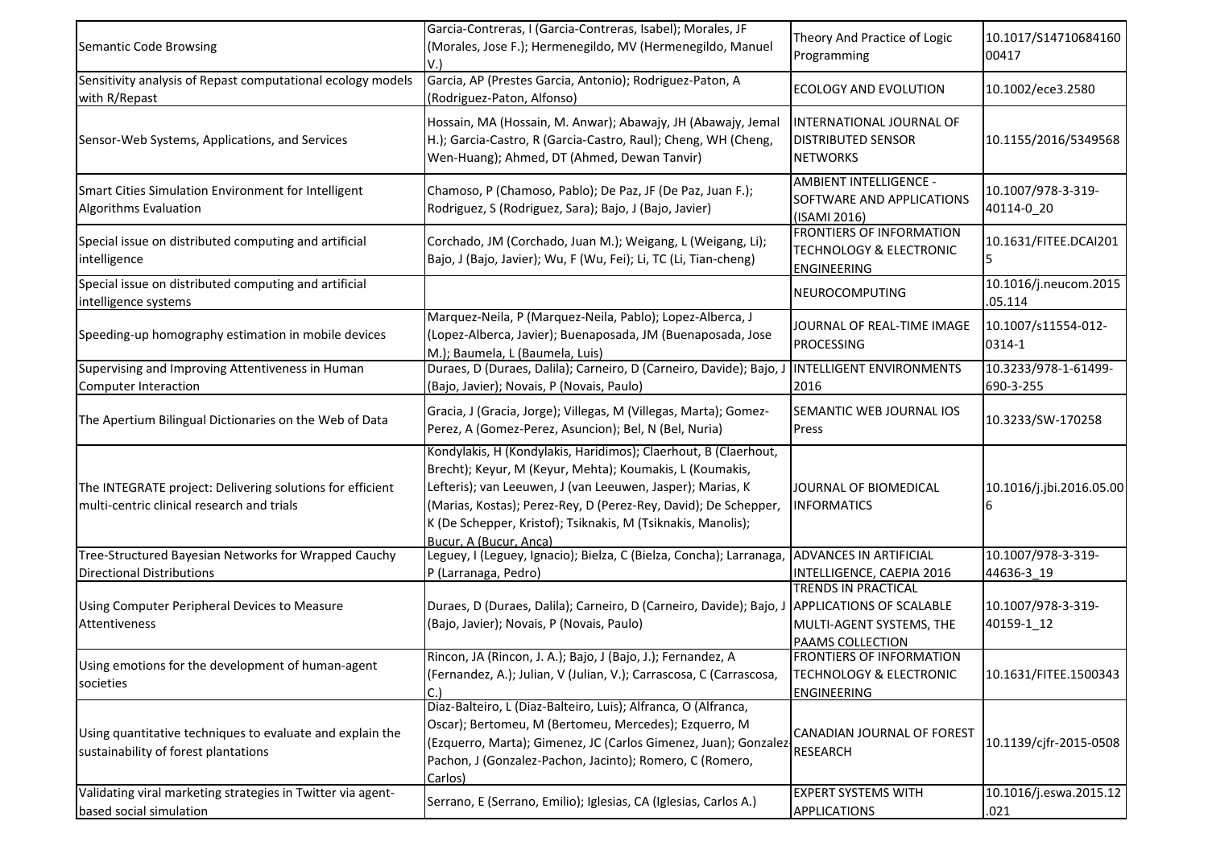| | | | |
|---|---|---|---|
| Semantic Code Browsing | Garcia-Contreras, I (Garcia-Contreras, Isabel); Morales, JF (Morales, Jose F.); Hermenegildo, MV (Hermenegildo, Manuel V.) | Theory And Practice of Logic Programming | 10.1017/S1471068416000417 |
| Sensitivity analysis of Repast computational ecology models with R/Repast | Garcia, AP (Prestes Garcia, Antonio); Rodriguez-Paton, A (Rodriguez-Paton, Alfonso) | ECOLOGY AND EVOLUTION | 10.1002/ece3.2580 |
| Sensor-Web Systems, Applications, and Services | Hossain, MA (Hossain, M. Anwar); Abawajy, JH (Abawajy, Jemal H.); Garcia-Castro, R (Garcia-Castro, Raul); Cheng, WH (Cheng, Wen-Huang); Ahmed, DT (Ahmed, Dewan Tanvir) | INTERNATIONAL JOURNAL OF DISTRIBUTED SENSOR NETWORKS | 10.1155/2016/5349568 |
| Smart Cities Simulation Environment for Intelligent Algorithms Evaluation | Chamoso, P (Chamoso, Pablo); De Paz, JF (De Paz, Juan F.); Rodriguez, S (Rodriguez, Sara); Bajo, J (Bajo, Javier) | AMBIENT INTELLIGENCE - SOFTWARE AND APPLICATIONS (ISAMI 2016) | 10.1007/978-3-319-40114-0_20 |
| Special issue on distributed computing and artificial intelligence | Corchado, JM (Corchado, Juan M.); Weigang, L (Weigang, Li); Bajo, J (Bajo, Javier); Wu, F (Wu, Fei); Li, TC (Li, Tian-cheng) | FRONTIERS OF INFORMATION TECHNOLOGY & ELECTRONIC ENGINEERING | 10.1631/FITEE.DCAI2015 |
| Special issue on distributed computing and artificial intelligence systems | | NEUROCOMPUTING | 10.1016/j.neucom.2015.05.114 |
| Speeding-up homography estimation in mobile devices | Marquez-Neila, P (Marquez-Neila, Pablo); Lopez-Alberca, J (Lopez-Alberca, Javier); Buenaposada, JM (Buenaposada, Jose M.); Baumela, L (Baumela, Luis) | JOURNAL OF REAL-TIME IMAGE PROCESSING | 10.1007/s11554-012-0314-1 |
| Supervising and Improving Attentiveness in Human Computer Interaction | Duraes, D (Duraes, Dalila); Carneiro, D (Carneiro, Davide); Bajo, J (Bajo, Javier); Novais, P (Novais, Paulo) | INTELLIGENT ENVIRONMENTS 2016 | 10.3233/978-1-61499-690-3-255 |
| The Apertium Bilingual Dictionaries on the Web of Data | Gracia, J (Gracia, Jorge); Villegas, M (Villegas, Marta); Gomez-Perez, A (Gomez-Perez, Asuncion); Bel, N (Bel, Nuria) | SEMANTIC WEB JOURNAL IOS Press | 10.3233/SW-170258 |
| The INTEGRATE project: Delivering solutions for efficient multi-centric clinical research and trials | Kondylakis, H (Kondylakis, Haridimos); Claerhout, B (Claerhout, Brecht); Keyur, M (Keyur, Mehta); Koumakis, L (Koumakis, Lefteris); van Leeuwen, J (van Leeuwen, Jasper); Marias, K (Marias, Kostas); Perez-Rey, D (Perez-Rey, David); De Schepper, K (De Schepper, Kristof); Tsiknakis, M (Tsiknakis, Manolis); Bucur, A (Bucur, Anca) | JOURNAL OF BIOMEDICAL INFORMATICS | 10.1016/j.jbi.2016.05.006 |
| Tree-Structured Bayesian Networks for Wrapped Cauchy Directional Distributions | Leguey, I (Leguey, Ignacio); Bielza, C (Bielza, Concha); Larranaga, P (Larranaga, Pedro) | ADVANCES IN ARTIFICIAL INTELLIGENCE, CAEPIA 2016 | 10.1007/978-3-319-44636-3_19 |
| Using Computer Peripheral Devices to Measure Attentiveness | Duraes, D (Duraes, Dalila); Carneiro, D (Carneiro, Davide); Bajo, J (Bajo, Javier); Novais, P (Novais, Paulo) | TRENDS IN PRACTICAL APPLICATIONS OF SCALABLE MULTI-AGENT SYSTEMS, THE PAAMS COLLECTION | 10.1007/978-3-319-40159-1_12 |
| Using emotions for the development of human-agent societies | Rincon, JA (Rincon, J. A.); Bajo, J (Bajo, J.); Fernandez, A (Fernandez, A.); Julian, V (Julian, V.); Carrascosa, C (Carrascosa, C.) | FRONTIERS OF INFORMATION TECHNOLOGY & ELECTRONIC ENGINEERING | 10.1631/FITEE.1500343 |
| Using quantitative techniques to evaluate and explain the sustainability of forest plantations | Diaz-Balteiro, L (Diaz-Balteiro, Luis); Alfranca, O (Alfranca, Oscar); Bertomeu, M (Bertomeu, Mercedes); Ezquerro, M (Ezquerro, Marta); Gimenez, JC (Carlos Gimenez, Juan); Gonzalez Pachon, J (Gonzalez-Pachon, Jacinto); Romero, C (Romero, Carlos) | CANADIAN JOURNAL OF FOREST RESEARCH | 10.1139/cjfr-2015-0508 |
| Validating viral marketing strategies in Twitter via agent-based social simulation | Serrano, E (Serrano, Emilio); Iglesias, CA (Iglesias, Carlos A.) | EXPERT SYSTEMS WITH APPLICATIONS | 10.1016/j.eswa.2015.12.021 |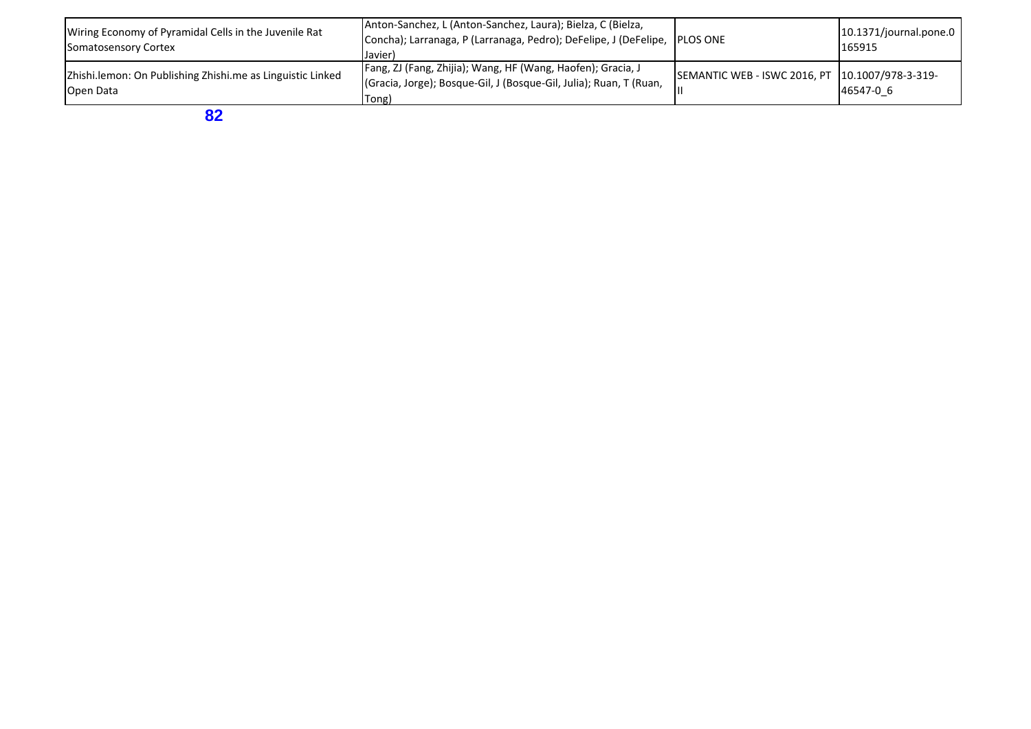| | | | |
|---|---|---|---|
| Wiring Economy of Pyramidal Cells in the Juvenile Rat Somatosensory Cortex | Anton-Sanchez, L (Anton-Sanchez, Laura); Bielza, C (Bielza, Concha); Larranaga, P (Larranaga, Pedro); DeFelipe, J (DeFelipe, Javier) | PLOS ONE | 10.1371/journal.pone.0165915 |
| Zhishi.lemon: On Publishing Zhishi.me as Linguistic Linked Open Data | Fang, ZJ (Fang, Zhijia); Wang, HF (Wang, Haofen); Gracia, J (Gracia, Jorge); Bosque-Gil, J (Bosque-Gil, Julia); Ruan, T (Ruan, Tong) | SEMANTIC WEB - ISWC 2016, PT II | 10.1007/978-3-319-46547-0_6 |

**82**